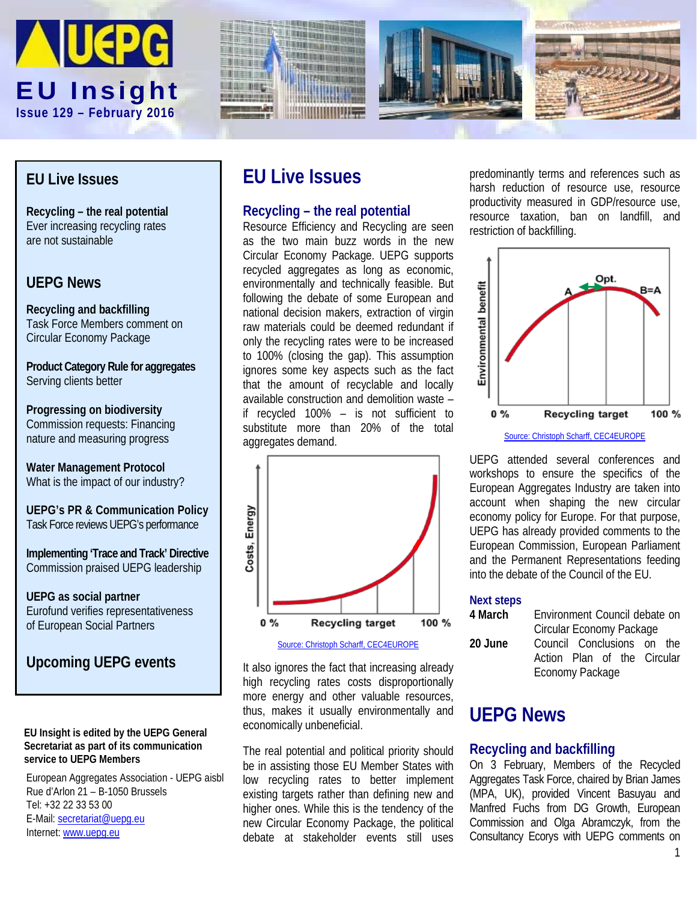# UEPG EU Insight

**Issue 129 – February 2016**

## EU Live Issues

**Recycling – the real potential**
Ever increasing recycling rates are not sustainable

## UEPG News

**Recycling and backfilling**
Task Force Members comment on Circular Economy Package

**Product Category Rule for aggregates**
Serving clients better

**Progressing on biodiversity**
Commission requests: Financing nature and measuring progress

**Water Management Protocol**
What is the impact of our industry?

**UEPG's PR & Communication Policy**
Task Force reviews UEPG's performance

**Implementing 'Trace and Track' Directive**
Commission praised UEPG leadership

**UEPG as social partner**
Eurofund verifies representativeness of European Social Partners

## Upcoming UEPG events

**EU Insight is edited by the UEPG General Secretariat as part of its communication service to UEPG Members**

European Aggregates Association - UEPG aisbl
Rue d'Arlon 21 – B-1050 Brussels
Tel: +32 22 33 53 00
E-Mail: secretariat@uepg.eu
Internet: www.uepg.eu

# EU Live Issues

## Recycling – the real potential

Resource Efficiency and Recycling are seen as the two main buzz words in the new Circular Economy Package. UEPG supports recycled aggregates as long as economic, environmentally and technically feasible. But following the debate of some European and national decision makers, extraction of virgin raw materials could be deemed redundant if only the recycling rates were to be increased to 100% (closing the gap). This assumption ignores some key aspects such as the fact that the amount of recyclable and locally available construction and demolition waste – if recycled 100% – is not sufficient to substitute more than 20% of the total aggregates demand.

Source: Christoph Scharff, CEC4EUROPE

It also ignores the fact that increasing already high recycling rates costs disproportionally more energy and other valuable resources, thus, makes it usually environmentally and economically unbeneficial.

The real potential and political priority should be in assisting those EU Member States with low recycling rates to better implement existing targets rather than defining new and higher ones. While this is the tendency of the new Circular Economy Package, the political debate at stakeholder events still uses predominantly terms and references such as harsh reduction of resource use, resource productivity measured in GDP/resource use, resource taxation, ban on landfill, and restriction of backfilling.

Source: Christoph Scharff, CEC4EUROPE

UEPG attended several conferences and workshops to ensure the specifics of the European Aggregates Industry are taken into account when shaping the new circular economy policy for Europe. For that purpose, UEPG has already provided comments to the European Commission, European Parliament and the Permanent Representations feeding into the debate of the Council of the EU.

### Next steps

| | |
|---|---|
| **4 March** | Environment Council debate on Circular Economy Package |
| **20 June** | Council Conclusions on the Action Plan of the Circular Economy Package |

# UEPG News

## Recycling and backfilling

On 3 February, Members of the Recycled Aggregates Task Force, chaired by Brian James (MPA, UK), provided Vincent Basuyau and Manfred Fuchs from DG Growth, European Commission and Olga Abramczyk, from the Consultancy Ecorys with UEPG comments on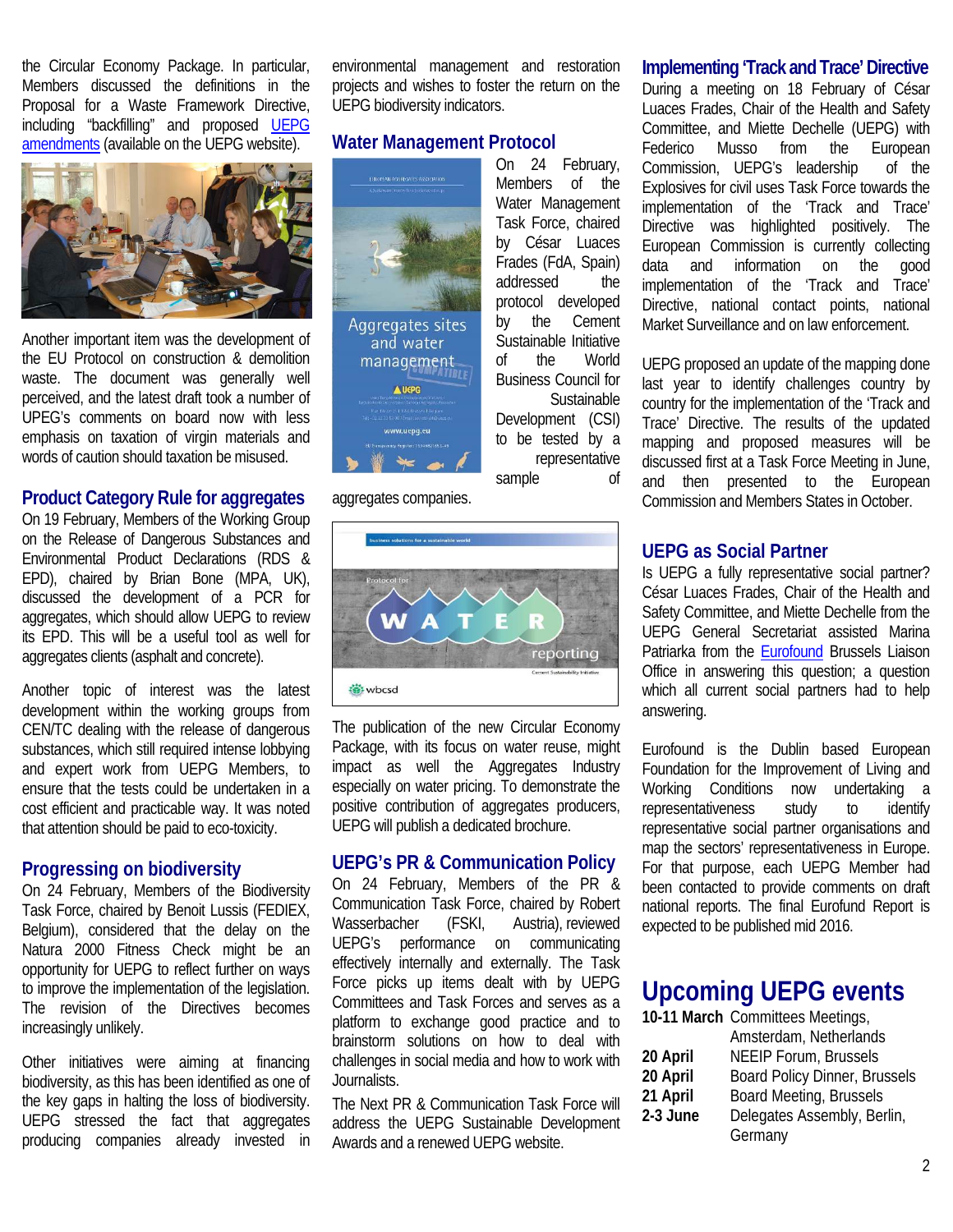the Circular Economy Package. In particular, Members discussed the definitions in the Proposal for a Waste Framework Directive, including "backfilling" and proposed UEPG amendments (available on the UEPG website).

Another important item was the development of the EU Protocol on construction & demolition waste. The document was generally well perceived, and the latest draft took a number of UPEG's comments on board now with less emphasis on taxation of virgin materials and words of caution should taxation be misused.

## Product Category Rule for aggregates

On 19 February, Members of the Working Group on the Release of Dangerous Substances and Environmental Product Declarations (RDS & EPD), chaired by Brian Bone (MPA, UK), discussed the development of a PCR for aggregates, which should allow UEPG to review its EPD. This will be a useful tool as well for aggregates clients (asphalt and concrete).

Another topic of interest was the latest development within the working groups from CEN/TC dealing with the release of dangerous substances, which still required intense lobbying and expert work from UEPG Members, to ensure that the tests could be undertaken in a cost efficient and practicable way. It was noted that attention should be paid to eco-toxicity.

## Progressing on biodiversity

On 24 February, Members of the Biodiversity Task Force, chaired by Benoit Lussis (FEDIEX, Belgium), considered that the delay on the Natura 2000 Fitness Check might be an opportunity for UEPG to reflect further on ways to improve the implementation of the legislation. The revision of the Directives becomes increasingly unlikely.

Other initiatives were aiming at financing biodiversity, as this has been identified as one of the key gaps in halting the loss of biodiversity. UEPG stressed the fact that aggregates producing companies already invested in environmental management and restoration projects and wishes to foster the return on the UEPG biodiversity indicators.

## Water Management Protocol

On 24 February, Members of the Water Management Task Force, chaired by César Luaces Frades (FdA, Spain) addressed the protocol developed by the Cement Sustainable Initiative of the World Business Council for Sustainable Development (CSI) to be tested by a representative sample of aggregates companies.

The publication of the new Circular Economy Package, with its focus on water reuse, might impact as well the Aggregates Industry especially on water pricing. To demonstrate the positive contribution of aggregates producers, UEPG will publish a dedicated brochure.

## UEPG's PR & Communication Policy

On 24 February, Members of the PR & Communication Task Force, chaired by Robert Wasserbacher (FSKI, Austria), reviewed UEPG's performance on communicating effectively internally and externally. The Task Force picks up items dealt with by UEPG Committees and Task Forces and serves as a platform to exchange good practice and to brainstorm solutions on how to deal with challenges in social media and how to work with Journalists.

The Next PR & Communication Task Force will address the UEPG Sustainable Development Awards and a renewed UEPG website.

## Implementing 'Track and Trace' Directive

During a meeting on 18 February of César Luaces Frades, Chair of the Health and Safety Committee, and Miette Dechelle (UEPG) with Federico Musso from the European Commission, UEPG's leadership of the Explosives for civil uses Task Force towards the implementation of the 'Track and Trace' Directive was highlighted positively. The European Commission is currently collecting data and information on the good implementation of the 'Track and Trace' Directive, national contact points, national Market Surveillance and on law enforcement.

UEPG proposed an update of the mapping done last year to identify challenges country by country for the implementation of the 'Track and Trace' Directive. The results of the updated mapping and proposed measures will be discussed first at a Task Force Meeting in June, and then presented to the European Commission and Members States in October.

## UEPG as Social Partner

Is UEPG a fully representative social partner? César Luaces Frades, Chair of the Health and Safety Committee, and Miette Dechelle from the UEPG General Secretariat assisted Marina Patriarka from the Eurofound Brussels Liaison Office in answering this question; a question which all current social partners had to help answering.

Eurofound is the Dublin based European Foundation for the Improvement of Living and Working Conditions now undertaking a representativeness study to identify representative social partner organisations and map the sectors' representativeness in Europe. For that purpose, each UEPG Member had been contacted to provide comments on draft national reports. The final Eurofund Report is expected to be published mid 2016.

# Upcoming UEPG events

| | |
|---|---|
| **10-11 March** | Committees Meetings, Amsterdam, Netherlands |
| **20 April** | NEEIP Forum, Brussels |
| **20 April** | Board Policy Dinner, Brussels |
| **21 April** | Board Meeting, Brussels |
| **2-3 June** | Delegates Assembly, Berlin, Germany |